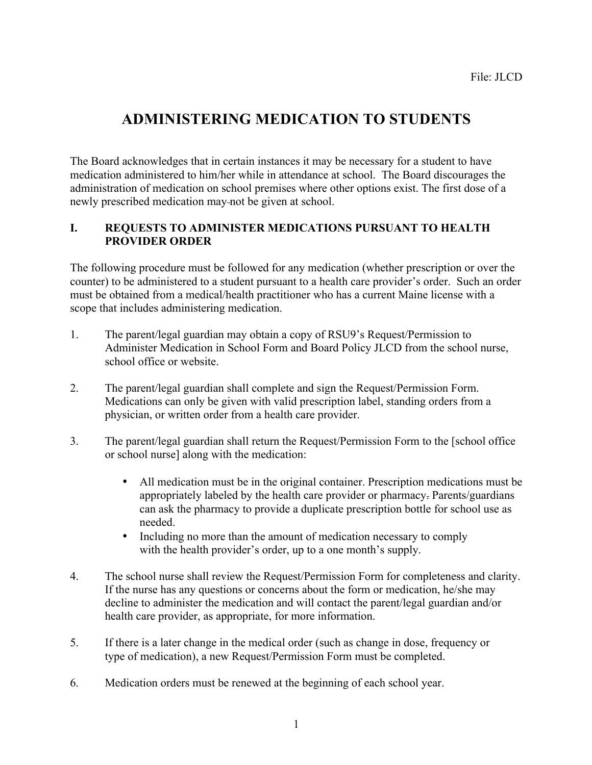File: JLCD

# ADMINISTERING MEDICATION TO STUDENTS

The Board acknowledges that in certain instances it may be necessary for a student to have medication administered to him/her while in attendance at school. The Board discourages the administration of medication on school premises where other options exist. The first dose of a newly prescribed medication may not be given at school.

## I. REQUESTS TO ADMINISTER MEDICATIONS PURSUANT TO HEALTH PROVIDER ORDER

The following procedure must be followed for any medication (whether prescription or over the counter) to be administered to a student pursuant to a health care provider's order. Such an order must be obtained from a medical/health practitioner who has a current Maine license with a scope that includes administering medication.

1. The parent/legal guardian may obtain a copy of RSU9's Request/Permission to Administer Medication in School Form and Board Policy JLCD from the school nurse, school office or website.

2. The parent/legal guardian shall complete and sign the Request/Permission Form. Medications can only be given with valid prescription label, standing orders from a physician, or written order from a health care provider.

3. The parent/legal guardian shall return the Request/Permission Form to the [school office or school nurse] along with the medication:

    - All medication must be in the original container. Prescription medications must be appropriately labeled by the health care provider or pharmacy. Parents/guardians can ask the pharmacy to provide a duplicate prescription bottle for school use as needed.
    - Including no more than the amount of medication necessary to comply with the health provider's order, up to a one month's supply.

4. The school nurse shall review the Request/Permission Form for completeness and clarity. If the nurse has any questions or concerns about the form or medication, he/she may decline to administer the medication and will contact the parent/legal guardian and/or health care provider, as appropriate, for more information.

5. If there is a later change in the medical order (such as change in dose, frequency or type of medication), a new Request/Permission Form must be completed.

6. Medication orders must be renewed at the beginning of each school year.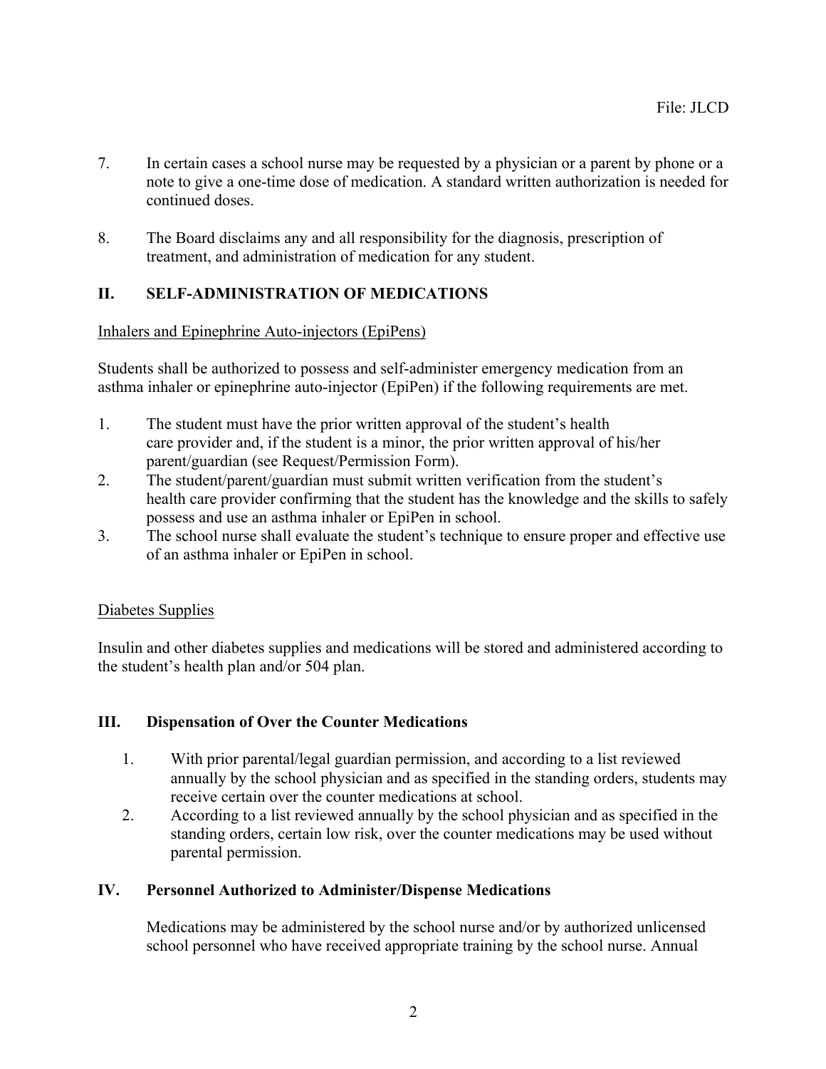7. In certain cases a school nurse may be requested by a physician or a parent by phone or a note to give a one-time dose of medication. A standard written authorization is needed for continued doses.

8. The Board disclaims any and all responsibility for the diagnosis, prescription of treatment, and administration of medication for any student.

## II. SELF-ADMINISTRATION OF MEDICATIONS

<u>Inhalers and Epinephrine Auto-injectors (EpiPens)</u>

Students shall be authorized to possess and self-administer emergency medication from an asthma inhaler or epinephrine auto-injector (EpiPen) if the following requirements are met.

1. The student must have the prior written approval of the student's health care provider and, if the student is a minor, the prior written approval of his/her parent/guardian (see Request/Permission Form).
2. The student/parent/guardian must submit written verification from the student's health care provider confirming that the student has the knowledge and the skills to safely possess and use an asthma inhaler or EpiPen in school.
3. The school nurse shall evaluate the student's technique to ensure proper and effective use of an asthma inhaler or EpiPen in school.

<u>Diabetes Supplies</u>

Insulin and other diabetes supplies and medications will be stored and administered according to the student's health plan and/or 504 plan.

## III. Dispensation of Over the Counter Medications

1. With prior parental/legal guardian permission, and according to a list reviewed annually by the school physician and as specified in the standing orders, students may receive certain over the counter medications at school.
2. According to a list reviewed annually by the school physician and as specified in the standing orders, certain low risk, over the counter medications may be used without parental permission.

## IV. Personnel Authorized to Administer/Dispense Medications

Medications may be administered by the school nurse and/or by authorized unlicensed school personnel who have received appropriate training by the school nurse. Annual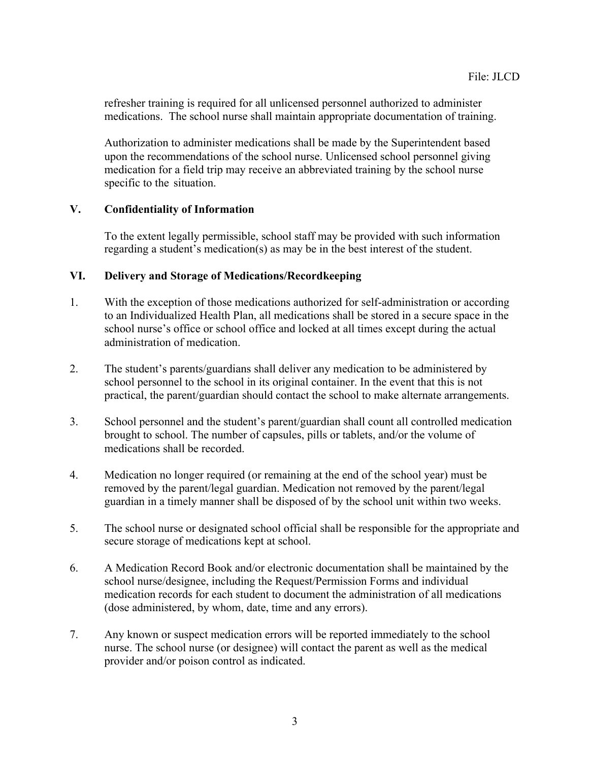refresher training is required for all unlicensed personnel authorized to administer medications. The school nurse shall maintain appropriate documentation of training.

Authorization to administer medications shall be made by the Superintendent based upon the recommendations of the school nurse. Unlicensed school personnel giving medication for a field trip may receive an abbreviated training by the school nurse specific to the situation.

## V. Confidentiality of Information

To the extent legally permissible, school staff may be provided with such information regarding a student's medication(s) as may be in the best interest of the student.

## VI. Delivery and Storage of Medications/Recordkeeping

1. With the exception of those medications authorized for self-administration or according to an Individualized Health Plan, all medications shall be stored in a secure space in the school nurse's office or school office and locked at all times except during the actual administration of medication.

2. The student's parents/guardians shall deliver any medication to be administered by school personnel to the school in its original container. In the event that this is not practical, the parent/guardian should contact the school to make alternate arrangements.

3. School personnel and the student's parent/guardian shall count all controlled medication brought to school. The number of capsules, pills or tablets, and/or the volume of medications shall be recorded.

4. Medication no longer required (or remaining at the end of the school year) must be removed by the parent/legal guardian. Medication not removed by the parent/legal guardian in a timely manner shall be disposed of by the school unit within two weeks.

5. The school nurse or designated school official shall be responsible for the appropriate and secure storage of medications kept at school.

6. A Medication Record Book and/or electronic documentation shall be maintained by the school nurse/designee, including the Request/Permission Forms and individual medication records for each student to document the administration of all medications (dose administered, by whom, date, time and any errors).

7. Any known or suspect medication errors will be reported immediately to the school nurse. The school nurse (or designee) will contact the parent as well as the medical provider and/or poison control as indicated.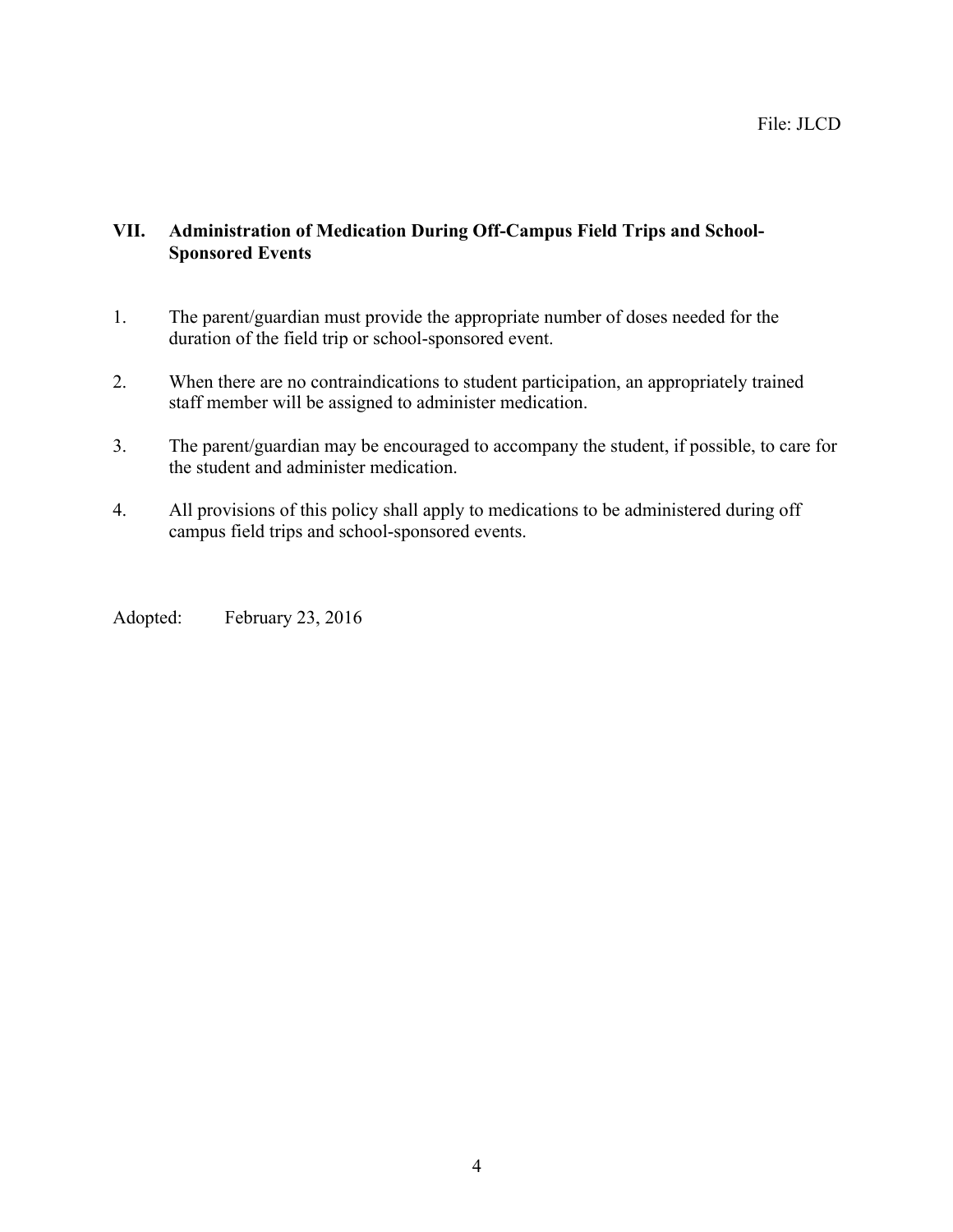File: JLCD

## VII. Administration of Medication During Off-Campus Field Trips and School-Sponsored Events

1. The parent/guardian must provide the appropriate number of doses needed for the duration of the field trip or school-sponsored event.

2. When there are no contraindications to student participation, an appropriately trained staff member will be assigned to administer medication.

3. The parent/guardian may be encouraged to accompany the student, if possible, to care for the student and administer medication.

4. All provisions of this policy shall apply to medications to be administered during off campus field trips and school-sponsored events.

Adopted: February 23, 2016